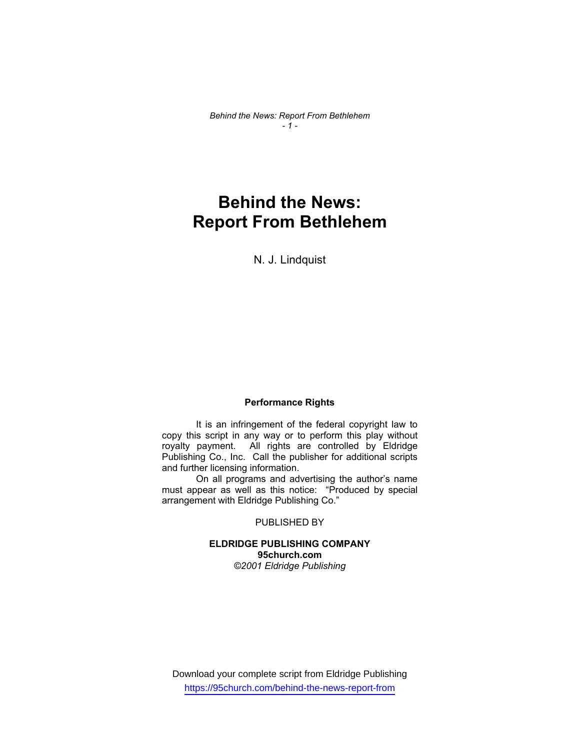# Behind the News:
# Report From Bethlehem

N. J. Lindquist

**Performance Rights**

It is an infringement of the federal copyright law to copy this script in any way or to perform this play without royalty payment. All rights are controlled by Eldridge Publishing Co., Inc. Call the publisher for additional scripts and further licensing information.

On all programs and advertising the author's name must appear as well as this notice: "Produced by special arrangement with Eldridge Publishing Co."

PUBLISHED BY

**ELDRIDGE PUBLISHING COMPANY**
**95church.com**
*©2001 Eldridge Publishing*

Download your complete script from Eldridge Publishing
https://95church.com/behind-the-news-report-from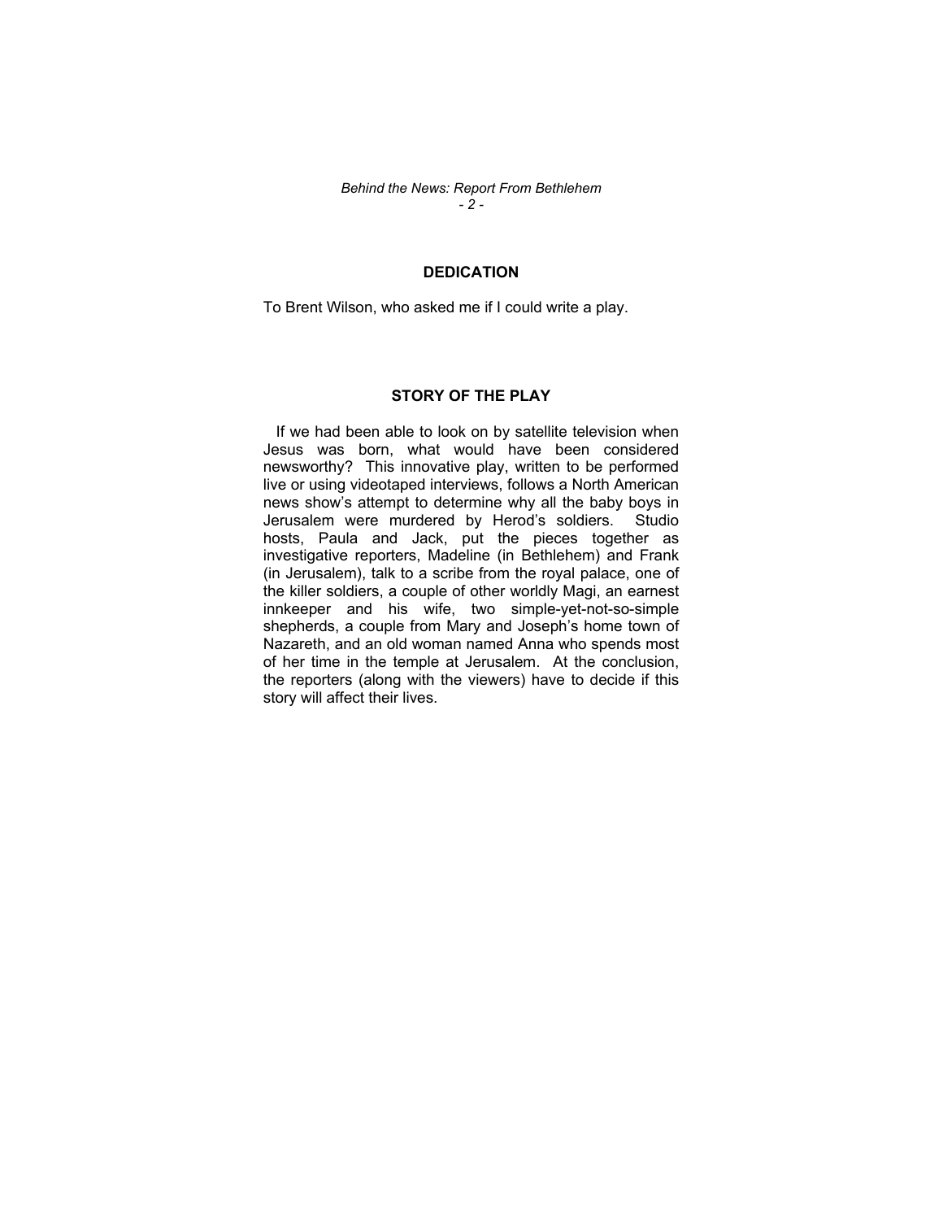## DEDICATION

To Brent Wilson, who asked me if I could write a play.

## STORY OF THE PLAY

If we had been able to look on by satellite television when Jesus was born, what would have been considered newsworthy? This innovative play, written to be performed live or using videotaped interviews, follows a North American news show's attempt to determine why all the baby boys in Jerusalem were murdered by Herod's soldiers. Studio hosts, Paula and Jack, put the pieces together as investigative reporters, Madeline (in Bethlehem) and Frank (in Jerusalem), talk to a scribe from the royal palace, one of the killer soldiers, a couple of other worldly Magi, an earnest innkeeper and his wife, two simple-yet-not-so-simple shepherds, a couple from Mary and Joseph's home town of Nazareth, and an old woman named Anna who spends most of her time in the temple at Jerusalem. At the conclusion, the reporters (along with the viewers) have to decide if this story will affect their lives.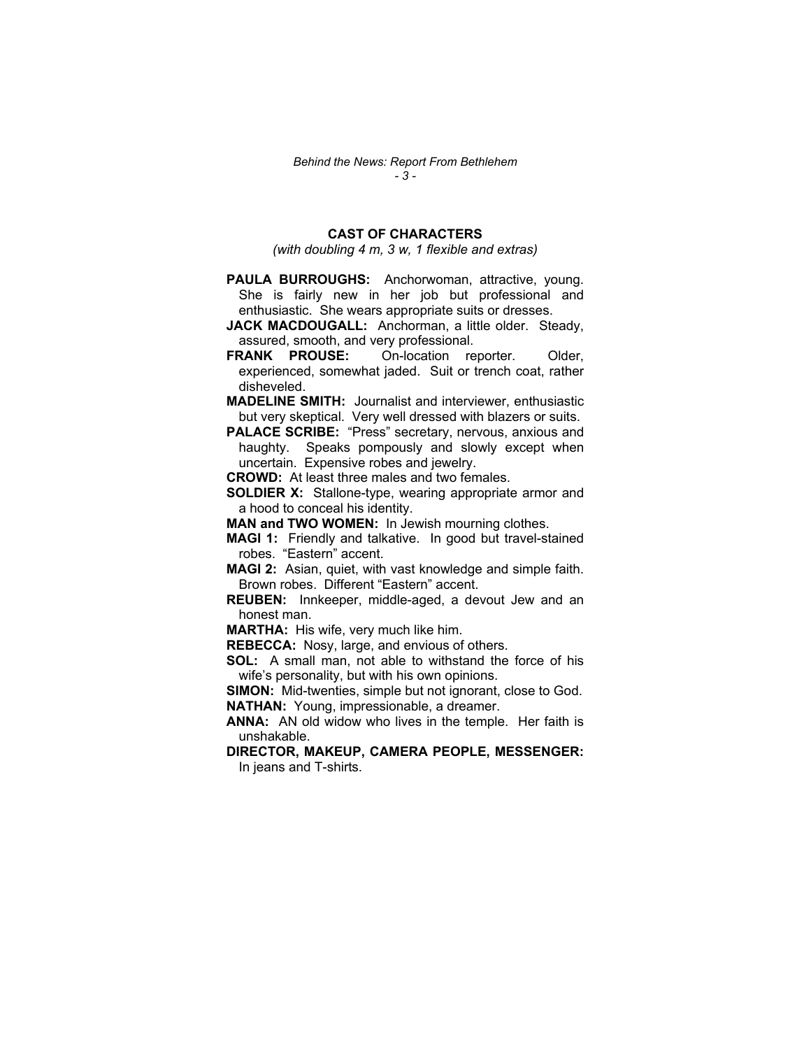## CAST OF CHARACTERS

*(with doubling 4 m, 3 w, 1 flexible and extras)*

**PAULA BURROUGHS:** Anchorwoman, attractive, young. She is fairly new in her job but professional and enthusiastic. She wears appropriate suits or dresses.

**JACK MACDOUGALL:** Anchorman, a little older. Steady, assured, smooth, and very professional.

**FRANK PROUSE:** On-location reporter. Older, experienced, somewhat jaded. Suit or trench coat, rather disheveled.

**MADELINE SMITH:** Journalist and interviewer, enthusiastic but very skeptical. Very well dressed with blazers or suits.

**PALACE SCRIBE:** "Press" secretary, nervous, anxious and haughty. Speaks pompously and slowly except when uncertain. Expensive robes and jewelry.

**CROWD:** At least three males and two females.

**SOLDIER X:** Stallone-type, wearing appropriate armor and a hood to conceal his identity.

**MAN and TWO WOMEN:** In Jewish mourning clothes.

**MAGI 1:** Friendly and talkative. In good but travel-stained robes. "Eastern" accent.

**MAGI 2:** Asian, quiet, with vast knowledge and simple faith. Brown robes. Different "Eastern" accent.

**REUBEN:** Innkeeper, middle-aged, a devout Jew and an honest man.

**MARTHA:** His wife, very much like him.

**REBECCA:** Nosy, large, and envious of others.

**SOL:** A small man, not able to withstand the force of his wife's personality, but with his own opinions.

**SIMON:** Mid-twenties, simple but not ignorant, close to God.

**NATHAN:** Young, impressionable, a dreamer.

**ANNA:** AN old widow who lives in the temple. Her faith is unshakable.

**DIRECTOR, MAKEUP, CAMERA PEOPLE, MESSENGER:** In jeans and T-shirts.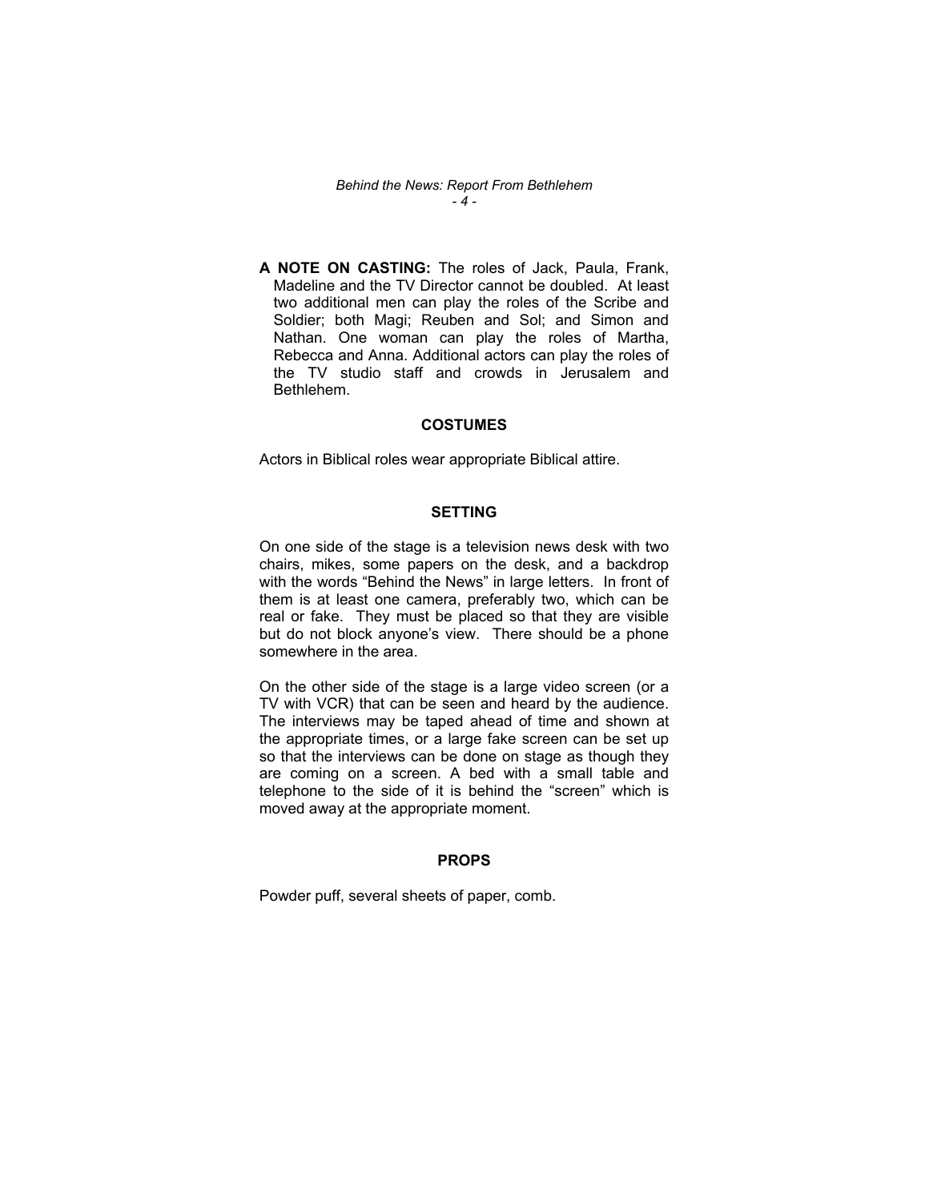**A NOTE ON CASTING:** The roles of Jack, Paula, Frank, Madeline and the TV Director cannot be doubled. At least two additional men can play the roles of the Scribe and Soldier; both Magi; Reuben and Sol; and Simon and Nathan. One woman can play the roles of Martha, Rebecca and Anna. Additional actors can play the roles of the TV studio staff and crowds in Jerusalem and Bethlehem.

## COSTUMES

Actors in Biblical roles wear appropriate Biblical attire.

## SETTING

On one side of the stage is a television news desk with two chairs, mikes, some papers on the desk, and a backdrop with the words "Behind the News" in large letters. In front of them is at least one camera, preferably two, which can be real or fake. They must be placed so that they are visible but do not block anyone's view. There should be a phone somewhere in the area.

On the other side of the stage is a large video screen (or a TV with VCR) that can be seen and heard by the audience. The interviews may be taped ahead of time and shown at the appropriate times, or a large fake screen can be set up so that the interviews can be done on stage as though they are coming on a screen. A bed with a small table and telephone to the side of it is behind the "screen" which is moved away at the appropriate moment.

## PROPS

Powder puff, several sheets of paper, comb.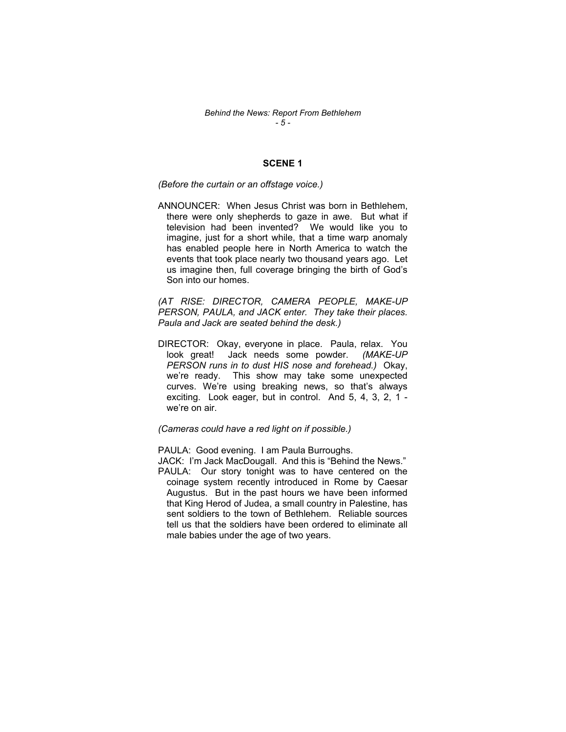## SCENE 1

*(Before the curtain or an offstage voice.)*

ANNOUNCER: When Jesus Christ was born in Bethlehem, there were only shepherds to gaze in awe. But what if television had been invented? We would like you to imagine, just for a short while, that a time warp anomaly has enabled people here in North America to watch the events that took place nearly two thousand years ago. Let us imagine then, full coverage bringing the birth of God's Son into our homes.

*(AT RISE: DIRECTOR, CAMERA PEOPLE, MAKE-UP PERSON, PAULA, and JACK enter. They take their places. Paula and Jack are seated behind the desk.)*

DIRECTOR: Okay, everyone in place. Paula, relax. You look great! Jack needs some powder. *(MAKE-UP PERSON runs in to dust HIS nose and forehead.)* Okay, we're ready. This show may take some unexpected curves. We're using breaking news, so that's always exciting. Look eager, but in control. And 5, 4, 3, 2, 1 - we're on air.

*(Cameras could have a red light on if possible.)*

PAULA: Good evening. I am Paula Burroughs.

JACK: I'm Jack MacDougall. And this is "Behind the News."

PAULA: Our story tonight was to have centered on the coinage system recently introduced in Rome by Caesar Augustus. But in the past hours we have been informed that King Herod of Judea, a small country in Palestine, has sent soldiers to the town of Bethlehem. Reliable sources tell us that the soldiers have been ordered to eliminate all male babies under the age of two years.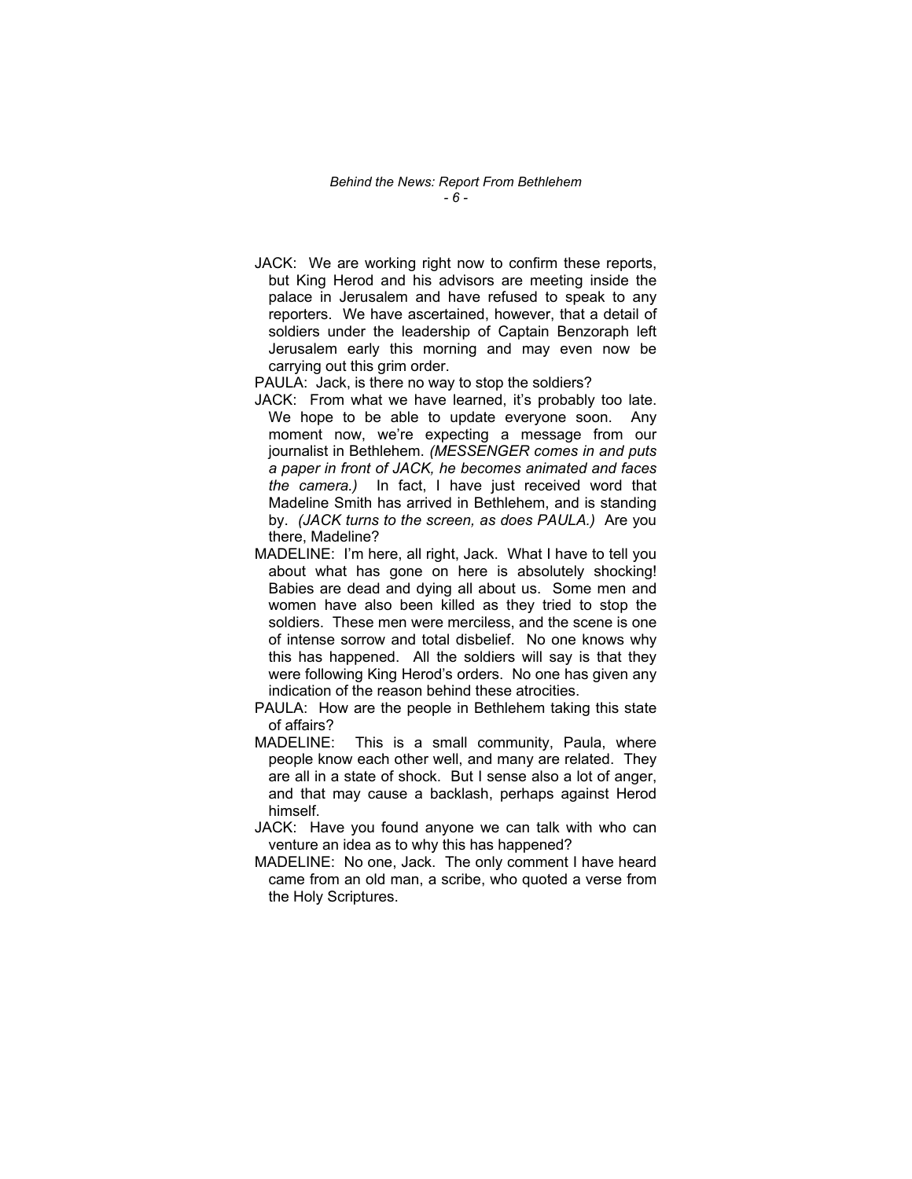JACK: We are working right now to confirm these reports, but King Herod and his advisors are meeting inside the palace in Jerusalem and have refused to speak to any reporters. We have ascertained, however, that a detail of soldiers under the leadership of Captain Benzoraph left Jerusalem early this morning and may even now be carrying out this grim order.

PAULA: Jack, is there no way to stop the soldiers?

JACK: From what we have learned, it's probably too late. We hope to be able to update everyone soon. Any moment now, we're expecting a message from our journalist in Bethlehem. *(MESSENGER comes in and puts a paper in front of JACK, he becomes animated and faces the camera.)* In fact, I have just received word that Madeline Smith has arrived in Bethlehem, and is standing by. *(JACK turns to the screen, as does PAULA.)* Are you there, Madeline?

MADELINE: I'm here, all right, Jack. What I have to tell you about what has gone on here is absolutely shocking! Babies are dead and dying all about us. Some men and women have also been killed as they tried to stop the soldiers. These men were merciless, and the scene is one of intense sorrow and total disbelief. No one knows why this has happened. All the soldiers will say is that they were following King Herod's orders. No one has given any indication of the reason behind these atrocities.

PAULA: How are the people in Bethlehem taking this state of affairs?

MADELINE: This is a small community, Paula, where people know each other well, and many are related. They are all in a state of shock. But I sense also a lot of anger, and that may cause a backlash, perhaps against Herod himself.

JACK: Have you found anyone we can talk with who can venture an idea as to why this has happened?

MADELINE: No one, Jack. The only comment I have heard came from an old man, a scribe, who quoted a verse from the Holy Scriptures.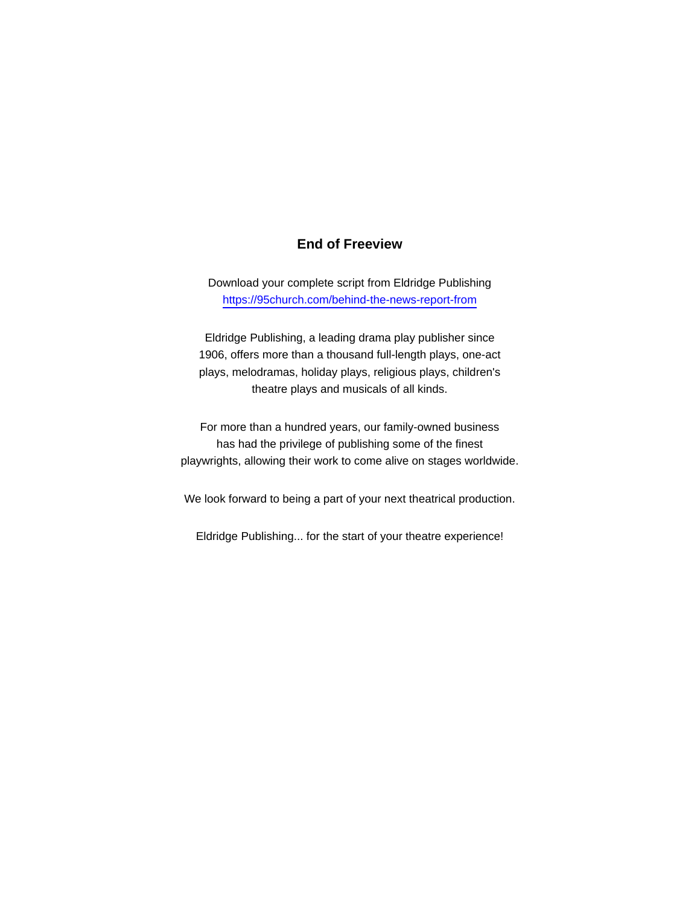**End of Freeview**

Download your complete script from Eldridge Publishing
[https://95church.com/behind-the-news-report-from](https://95church.com/behind-the-news-report-from)

Eldridge Publishing, a leading drama play publisher since 1906, offers more than a thousand full-length plays, one-act plays, melodramas, holiday plays, religious plays, children's theatre plays and musicals of all kinds.

For more than a hundred years, our family-owned business has had the privilege of publishing some of the finest playwrights, allowing their work to come alive on stages worldwide.

We look forward to being a part of your next theatrical production.

Eldridge Publishing... for the start of your theatre experience!